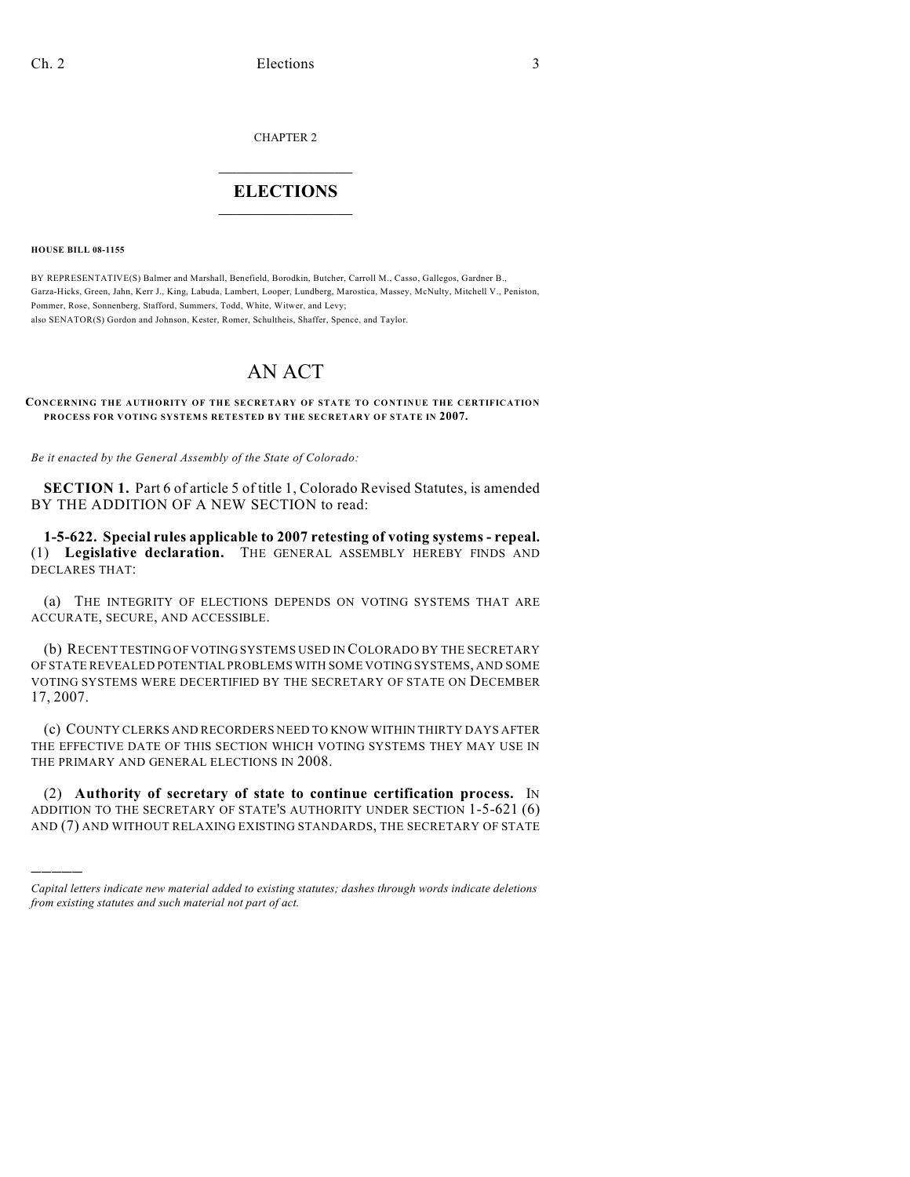CHAPTER 2

# ELECTIONS

**HOUSE BILL 08-1155**

BY REPRESENTATIVE(S) Balmer and Marshall, Benefield, Borodkin, Butcher, Carroll M., Casso, Gallegos, Gardner B., Garza-Hicks, Green, Jahn, Kerr J., King, Labuda, Lambert, Looper, Lundberg, Marostica, Massey, McNulty, Mitchell V., Peniston, Pommer, Rose, Sonnenberg, Stafford, Summers, Todd, White, Witwer, and Levy;
also SENATOR(S) Gordon and Johnson, Kester, Romer, Schultheis, Shaffer, Spence, and Taylor.

# AN ACT

**CONCERNING THE AUTHORITY OF THE SECRETARY OF STATE TO CONTINUE THE CERTIFICATION PROCESS FOR VOTING SYSTEMS RETESTED BY THE SECRETARY OF STATE IN 2007.**

*Be it enacted by the General Assembly of the State of Colorado:*

**SECTION 1.** Part 6 of article 5 of title 1, Colorado Revised Statutes, is amended BY THE ADDITION OF A NEW SECTION to read:

**1-5-622. Special rules applicable to 2007 retesting of voting systems - repeal.** (1) **Legislative declaration.** THE GENERAL ASSEMBLY HEREBY FINDS AND DECLARES THAT:

(a) THE INTEGRITY OF ELECTIONS DEPENDS ON VOTING SYSTEMS THAT ARE ACCURATE, SECURE, AND ACCESSIBLE.

(b) RECENT TESTING OF VOTING SYSTEMS USED IN COLORADO BY THE SECRETARY OF STATE REVEALED POTENTIAL PROBLEMS WITH SOME VOTING SYSTEMS, AND SOME VOTING SYSTEMS WERE DECERTIFIED BY THE SECRETARY OF STATE ON DECEMBER 17, 2007.

(c) COUNTY CLERKS AND RECORDERS NEED TO KNOW WITHIN THIRTY DAYS AFTER THE EFFECTIVE DATE OF THIS SECTION WHICH VOTING SYSTEMS THEY MAY USE IN THE PRIMARY AND GENERAL ELECTIONS IN 2008.

(2) **Authority of secretary of state to continue certification process.** IN ADDITION TO THE SECRETARY OF STATE'S AUTHORITY UNDER SECTION 1-5-621 (6) AND (7) AND WITHOUT RELAXING EXISTING STANDARDS, THE SECRETARY OF STATE

---

*Capital letters indicate new material added to existing statutes; dashes through words indicate deletions from existing statutes and such material not part of act.*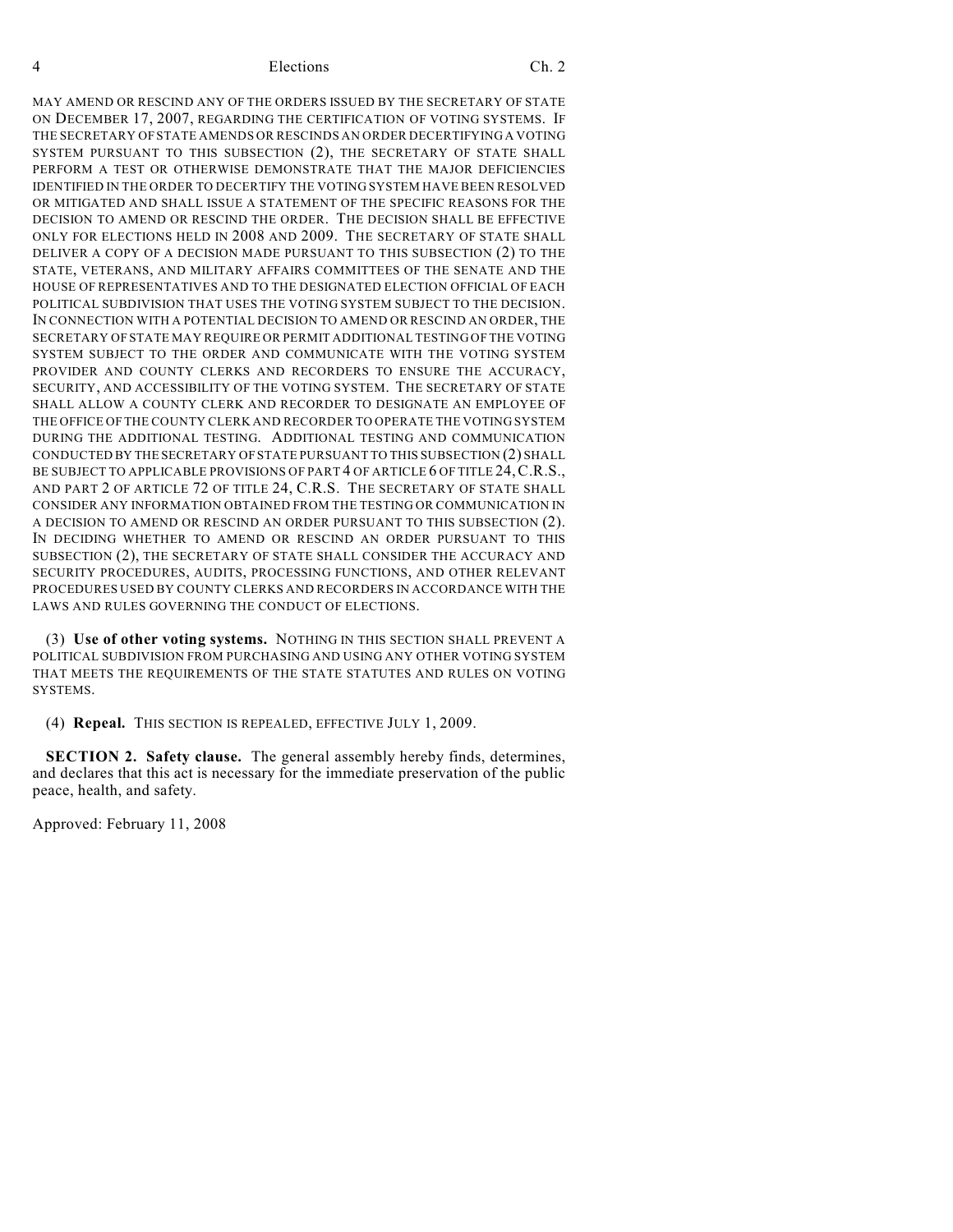MAY AMEND OR RESCIND ANY OF THE ORDERS ISSUED BY THE SECRETARY OF STATE ON DECEMBER 17, 2007, REGARDING THE CERTIFICATION OF VOTING SYSTEMS. IF THE SECRETARY OF STATE AMENDS OR RESCINDS AN ORDER DECERTIFYING A VOTING SYSTEM PURSUANT TO THIS SUBSECTION (2), THE SECRETARY OF STATE SHALL PERFORM A TEST OR OTHERWISE DEMONSTRATE THAT THE MAJOR DEFICIENCIES IDENTIFIED IN THE ORDER TO DECERTIFY THE VOTING SYSTEM HAVE BEEN RESOLVED OR MITIGATED AND SHALL ISSUE A STATEMENT OF THE SPECIFIC REASONS FOR THE DECISION TO AMEND OR RESCIND THE ORDER. THE DECISION SHALL BE EFFECTIVE ONLY FOR ELECTIONS HELD IN 2008 AND 2009. THE SECRETARY OF STATE SHALL DELIVER A COPY OF A DECISION MADE PURSUANT TO THIS SUBSECTION (2) TO THE STATE, VETERANS, AND MILITARY AFFAIRS COMMITTEES OF THE SENATE AND THE HOUSE OF REPRESENTATIVES AND TO THE DESIGNATED ELECTION OFFICIAL OF EACH POLITICAL SUBDIVISION THAT USES THE VOTING SYSTEM SUBJECT TO THE DECISION. IN CONNECTION WITH A POTENTIAL DECISION TO AMEND OR RESCIND AN ORDER, THE SECRETARY OF STATE MAY REQUIRE OR PERMIT ADDITIONAL TESTING OF THE VOTING SYSTEM SUBJECT TO THE ORDER AND COMMUNICATE WITH THE VOTING SYSTEM PROVIDER AND COUNTY CLERKS AND RECORDERS TO ENSURE THE ACCURACY, SECURITY, AND ACCESSIBILITY OF THE VOTING SYSTEM. THE SECRETARY OF STATE SHALL ALLOW A COUNTY CLERK AND RECORDER TO DESIGNATE AN EMPLOYEE OF THE OFFICE OF THE COUNTY CLERK AND RECORDER TO OPERATE THE VOTING SYSTEM DURING THE ADDITIONAL TESTING. ADDITIONAL TESTING AND COMMUNICATION CONDUCTED BY THE SECRETARY OF STATE PURSUANT TO THIS SUBSECTION (2) SHALL BE SUBJECT TO APPLICABLE PROVISIONS OF PART 4 OF ARTICLE 6 OF TITLE 24, C.R.S., AND PART 2 OF ARTICLE 72 OF TITLE 24, C.R.S. THE SECRETARY OF STATE SHALL CONSIDER ANY INFORMATION OBTAINED FROM THE TESTING OR COMMUNICATION IN A DECISION TO AMEND OR RESCIND AN ORDER PURSUANT TO THIS SUBSECTION (2). IN DECIDING WHETHER TO AMEND OR RESCIND AN ORDER PURSUANT TO THIS SUBSECTION (2), THE SECRETARY OF STATE SHALL CONSIDER THE ACCURACY AND SECURITY PROCEDURES, AUDITS, PROCESSING FUNCTIONS, AND OTHER RELEVANT PROCEDURES USED BY COUNTY CLERKS AND RECORDERS IN ACCORDANCE WITH THE LAWS AND RULES GOVERNING THE CONDUCT OF ELECTIONS.

(3) **Use of other voting systems.** NOTHING IN THIS SECTION SHALL PREVENT A POLITICAL SUBDIVISION FROM PURCHASING AND USING ANY OTHER VOTING SYSTEM THAT MEETS THE REQUIREMENTS OF THE STATE STATUTES AND RULES ON VOTING SYSTEMS.

(4) **Repeal.** THIS SECTION IS REPEALED, EFFECTIVE JULY 1, 2009.

**SECTION 2. Safety clause.** The general assembly hereby finds, determines, and declares that this act is necessary for the immediate preservation of the public peace, health, and safety.

Approved: February 11, 2008